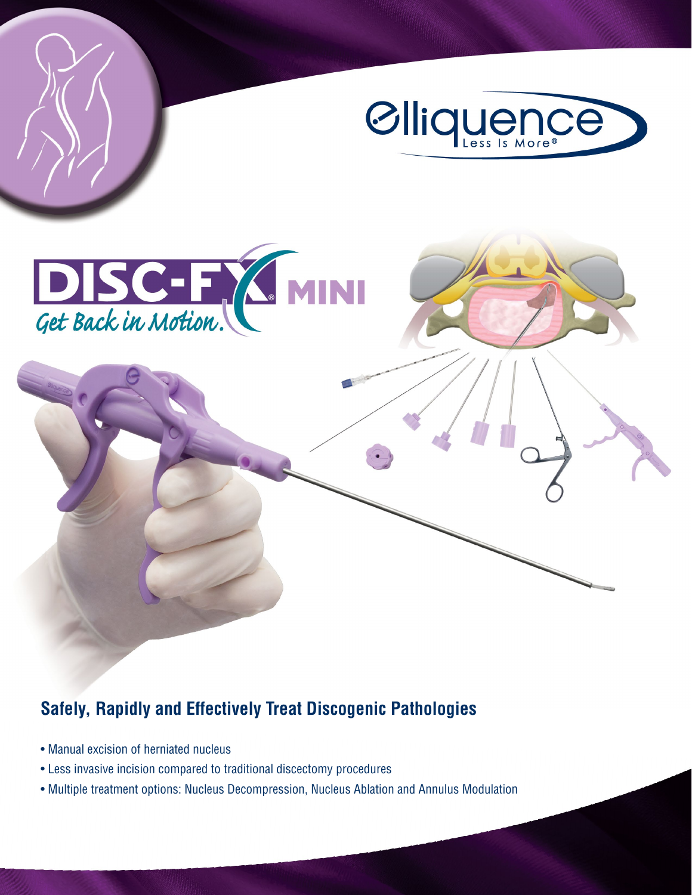Elliquence

Less Is More®

# DISC-FX® MINI

*Get Back in Motion.*

## Safely, Rapidly and Effectively Treat Discogenic Pathologies

- Manual excision of herniated nucleus
- Less invasive incision compared to traditional discectomy procedures
- Multiple treatment options: Nucleus Decompression, Nucleus Ablation and Annulus Modulation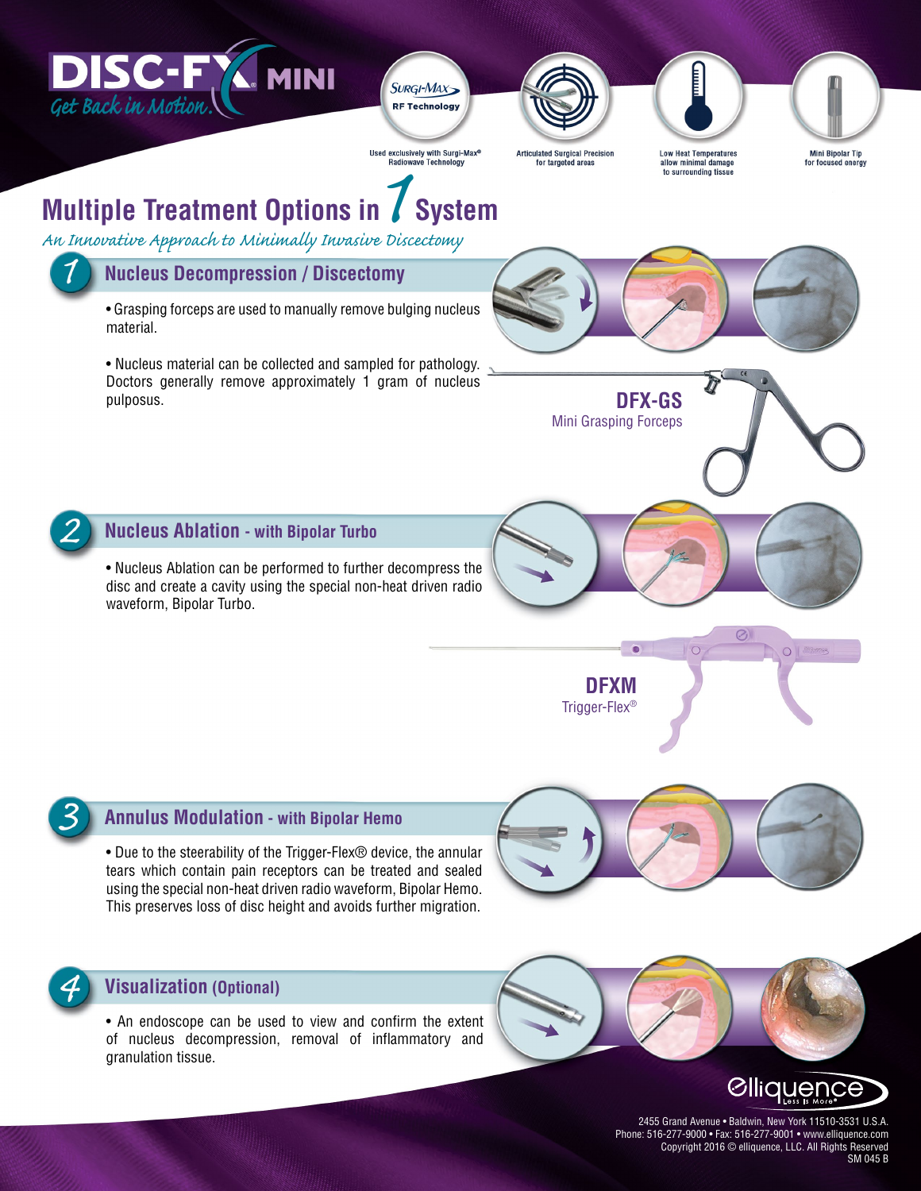# DISC-FX® MINI

*Get Back in Motion.*

SURGI-MAX RF Technology

Used exclusively with Surgi-Max® Radiowave Technology

Articulated Surgical Precision for targeted areas

Low Heat Temperatures allow minimal damage to surrounding tissue

Mini Bipolar Tip for focused energy

## Multiple Treatment Options in 1 System

*An Innovative Approach to Minimally Invasive Discectomy*

### 1 Nucleus Decompression / Discectomy

- Grasping forceps are used to manually remove bulging nucleus material.
- Nucleus material can be collected and sampled for pathology. Doctors generally remove approximately 1 gram of nucleus pulposus.

**DFX-GS**
Mini Grasping Forceps

### 2 Nucleus Ablation - with Bipolar Turbo

- Nucleus Ablation can be performed to further decompress the disc and create a cavity using the special non-heat driven radio waveform, Bipolar Turbo.

**DFXM**
Trigger-Flex®

### 3 Annulus Modulation - with Bipolar Hemo

- Due to the steerability of the Trigger-Flex® device, the annular tears which contain pain receptors can be treated and sealed using the special non-heat driven radio waveform, Bipolar Hemo. This preserves loss of disc height and avoids further migration.

### 4 Visualization (Optional)

- An endoscope can be used to view and confirm the extent of nucleus decompression, removal of inflammatory and granulation tissue.

elliquence Less is More®

2455 Grand Avenue • Baldwin, New York 11510-3531 U.S.A.
Phone: 516-277-9000 • Fax: 516-277-9001 • www.elliquence.com
Copyright 2016 © elliquence, LLC. All Rights Reserved
SM 045 B